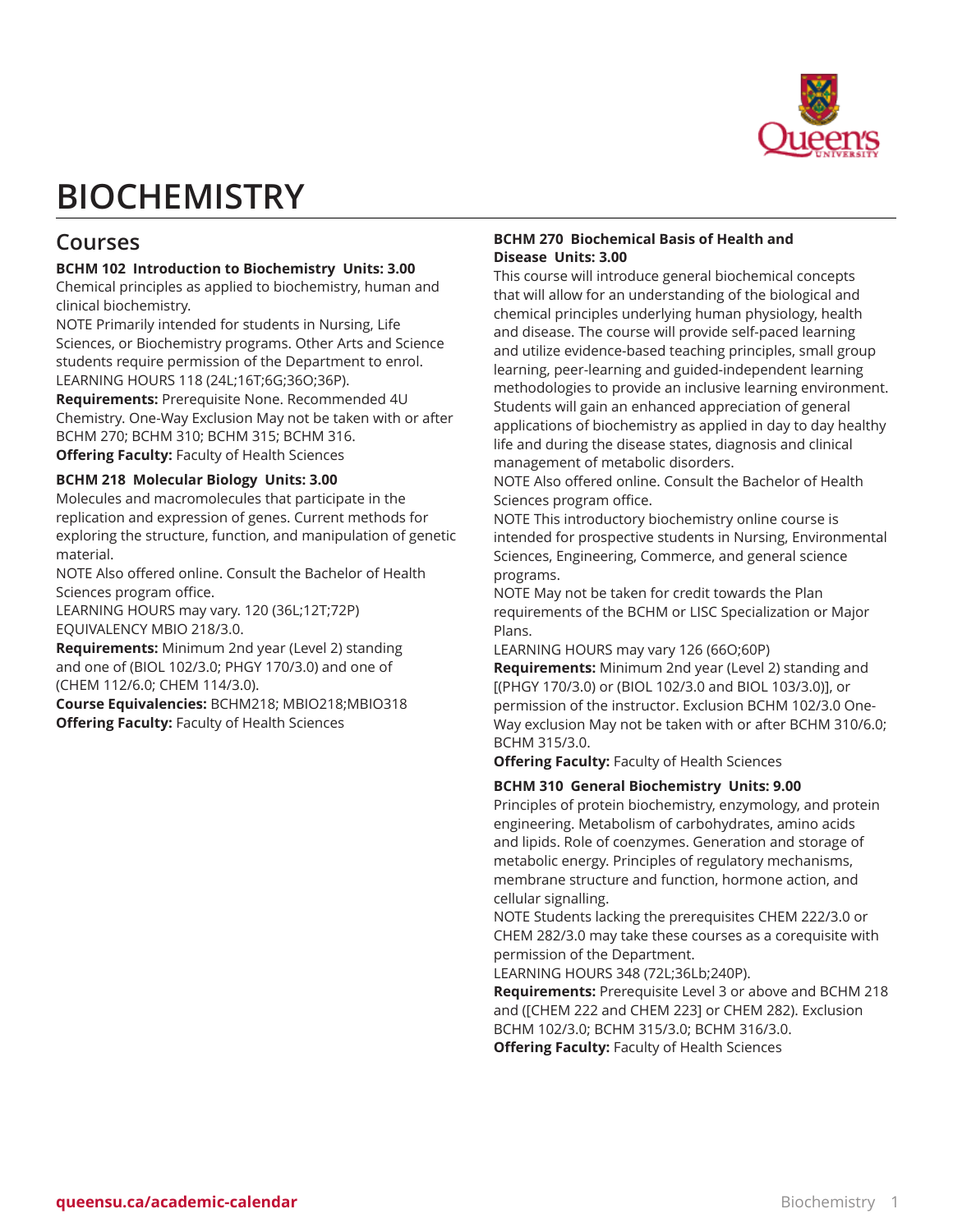# BIOCHEMISTRY

## Courses

**BCHM 102 Introduction to Biochemistry Units: 3.00**

Chemical principles as applied to biochemistry, human and clinical biochemistry.

NOTE Primarily intended for students in Nursing, Life Sciences, or Biochemistry programs. Other Arts and Science students require permission of the Department to enrol.

LEARNING HOURS 118 (24L;16T;6G;36O;36P).

**Requirements:** Prerequisite None. Recommended 4U Chemistry. One-Way Exclusion May not be taken with or after BCHM 270; BCHM 310; BCHM 315; BCHM 316.

**Offering Faculty:** Faculty of Health Sciences

**BCHM 218 Molecular Biology Units: 3.00**

Molecules and macromolecules that participate in the replication and expression of genes. Current methods for exploring the structure, function, and manipulation of genetic material.

NOTE Also offered online. Consult the Bachelor of Health Sciences program office.

LEARNING HOURS may vary. 120 (36L;12T;72P)

EQUIVALENCY MBIO 218/3.0.

**Requirements:** Minimum 2nd year (Level 2) standing and one of (BIOL 102/3.0; PHGY 170/3.0) and one of (CHEM 112/6.0; CHEM 114/3.0).

**Course Equivalencies:** BCHM218; MBIO218;MBIO318

**Offering Faculty:** Faculty of Health Sciences

**BCHM 270 Biochemical Basis of Health and Disease Units: 3.00**

This course will introduce general biochemical concepts that will allow for an understanding of the biological and chemical principles underlying human physiology, health and disease. The course will provide self-paced learning and utilize evidence-based teaching principles, small group learning, peer-learning and guided-independent learning methodologies to provide an inclusive learning environment. Students will gain an enhanced appreciation of general applications of biochemistry as applied in day to day healthy life and during the disease states, diagnosis and clinical management of metabolic disorders.

NOTE Also offered online. Consult the Bachelor of Health Sciences program office.

NOTE This introductory biochemistry online course is intended for prospective students in Nursing, Environmental Sciences, Engineering, Commerce, and general science programs.

NOTE May not be taken for credit towards the Plan requirements of the BCHM or LISC Specialization or Major Plans.

LEARNING HOURS may vary 126 (66O;60P)

**Requirements:** Minimum 2nd year (Level 2) standing and [(PHGY 170/3.0) or (BIOL 102/3.0 and BIOL 103/3.0)], or permission of the instructor. Exclusion BCHM 102/3.0 One-Way exclusion May not be taken with or after BCHM 310/6.0; BCHM 315/3.0.

**Offering Faculty:** Faculty of Health Sciences

**BCHM 310 General Biochemistry Units: 9.00**

Principles of protein biochemistry, enzymology, and protein engineering. Metabolism of carbohydrates, amino acids and lipids. Role of coenzymes. Generation and storage of metabolic energy. Principles of regulatory mechanisms, membrane structure and function, hormone action, and cellular signalling.

NOTE Students lacking the prerequisites CHEM 222/3.0 or CHEM 282/3.0 may take these courses as a corequisite with permission of the Department.

LEARNING HOURS 348 (72L;36Lb;240P).

**Requirements:** Prerequisite Level 3 or above and BCHM 218 and ([CHEM 222 and CHEM 223] or CHEM 282). Exclusion BCHM 102/3.0; BCHM 315/3.0; BCHM 316/3.0.

**Offering Faculty:** Faculty of Health Sciences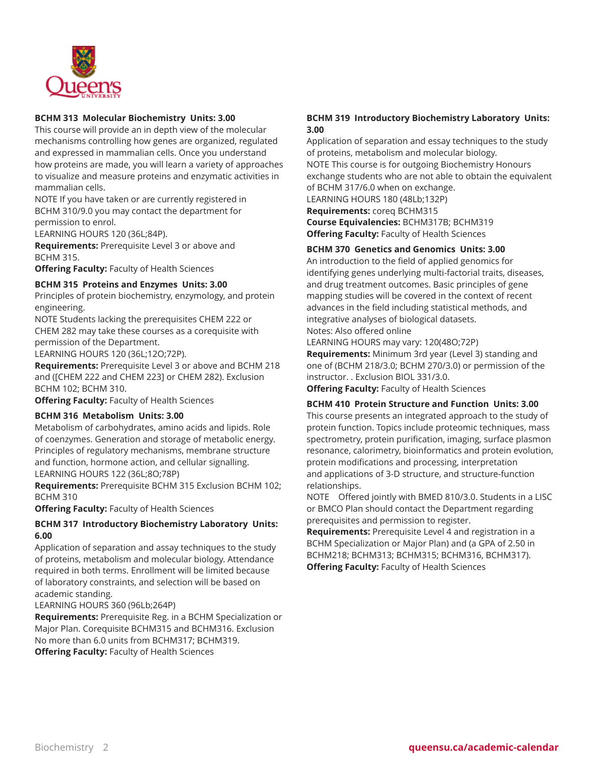**BCHM 313 Molecular Biochemistry Units: 3.00**

This course will provide an in depth view of the molecular mechanisms controlling how genes are organized, regulated and expressed in mammalian cells. Once you understand how proteins are made, you will learn a variety of approaches to visualize and measure proteins and enzymatic activities in mammalian cells.

NOTE If you have taken or are currently registered in BCHM 310/9.0 you may contact the department for permission to enrol.

LEARNING HOURS 120 (36L;84P).

**Requirements:** Prerequisite Level 3 or above and BCHM 315.

**Offering Faculty:** Faculty of Health Sciences

**BCHM 315 Proteins and Enzymes Units: 3.00**

Principles of protein biochemistry, enzymology, and protein engineering.

NOTE Students lacking the prerequisites CHEM 222 or CHEM 282 may take these courses as a corequisite with permission of the Department.

LEARNING HOURS 120 (36L;12O;72P).

**Requirements:** Prerequisite Level 3 or above and BCHM 218 and ([CHEM 222 and CHEM 223] or CHEM 282). Exclusion BCHM 102; BCHM 310.

**Offering Faculty:** Faculty of Health Sciences

**BCHM 316 Metabolism Units: 3.00**

Metabolism of carbohydrates, amino acids and lipids. Role of coenzymes. Generation and storage of metabolic energy. Principles of regulatory mechanisms, membrane structure and function, hormone action, and cellular signalling.

LEARNING HOURS 122 (36L;8O;78P)

**Requirements:** Prerequisite BCHM 315 Exclusion BCHM 102; BCHM 310

**Offering Faculty:** Faculty of Health Sciences

**BCHM 317 Introductory Biochemistry Laboratory Units: 6.00**

Application of separation and assay techniques to the study of proteins, metabolism and molecular biology. Attendance required in both terms. Enrollment will be limited because of laboratory constraints, and selection will be based on academic standing.

LEARNING HOURS 360 (96Lb;264P)

**Requirements:** Prerequisite Reg. in a BCHM Specialization or Major Plan. Corequisite BCHM315 and BCHM316. Exclusion No more than 6.0 units from BCHM317; BCHM319.

**Offering Faculty:** Faculty of Health Sciences

**BCHM 319 Introductory Biochemistry Laboratory Units: 3.00**

Application of separation and essay techniques to the study of proteins, metabolism and molecular biology.

NOTE This course is for outgoing Biochemistry Honours exchange students who are not able to obtain the equivalent of BCHM 317/6.0 when on exchange.

LEARNING HOURS 180 (48Lb;132P)

**Requirements:** coreq BCHM315

**Course Equivalencies:** BCHM317B; BCHM319

**Offering Faculty:** Faculty of Health Sciences

**BCHM 370 Genetics and Genomics Units: 3.00**

An introduction to the field of applied genomics for identifying genes underlying multi-factorial traits, diseases, and drug treatment outcomes. Basic principles of gene mapping studies will be covered in the context of recent advances in the field including statistical methods, and integrative analyses of biological datasets.

Notes: Also offered online

LEARNING HOURS may vary: 120(48O;72P)

**Requirements:** Minimum 3rd year (Level 3) standing and one of (BCHM 218/3.0; BCHM 270/3.0) or permission of the instructor. . Exclusion BIOL 331/3.0.

**Offering Faculty:** Faculty of Health Sciences

**BCHM 410 Protein Structure and Function Units: 3.00**

This course presents an integrated approach to the study of protein function. Topics include proteomic techniques, mass spectrometry, protein purification, imaging, surface plasmon resonance, calorimetry, bioinformatics and protein evolution, protein modifications and processing, interpretation and applications of 3-D structure, and structure-function relationships.

NOTE Offered jointly with BMED 810/3.0. Students in a LISC or BMCO Plan should contact the Department regarding prerequisites and permission to register.

**Requirements:** Prerequisite Level 4 and registration in a BCHM Specialization or Major Plan) and (a GPA of 2.50 in BCHM218; BCHM313; BCHM315; BCHM316, BCHM317).

**Offering Faculty:** Faculty of Health Sciences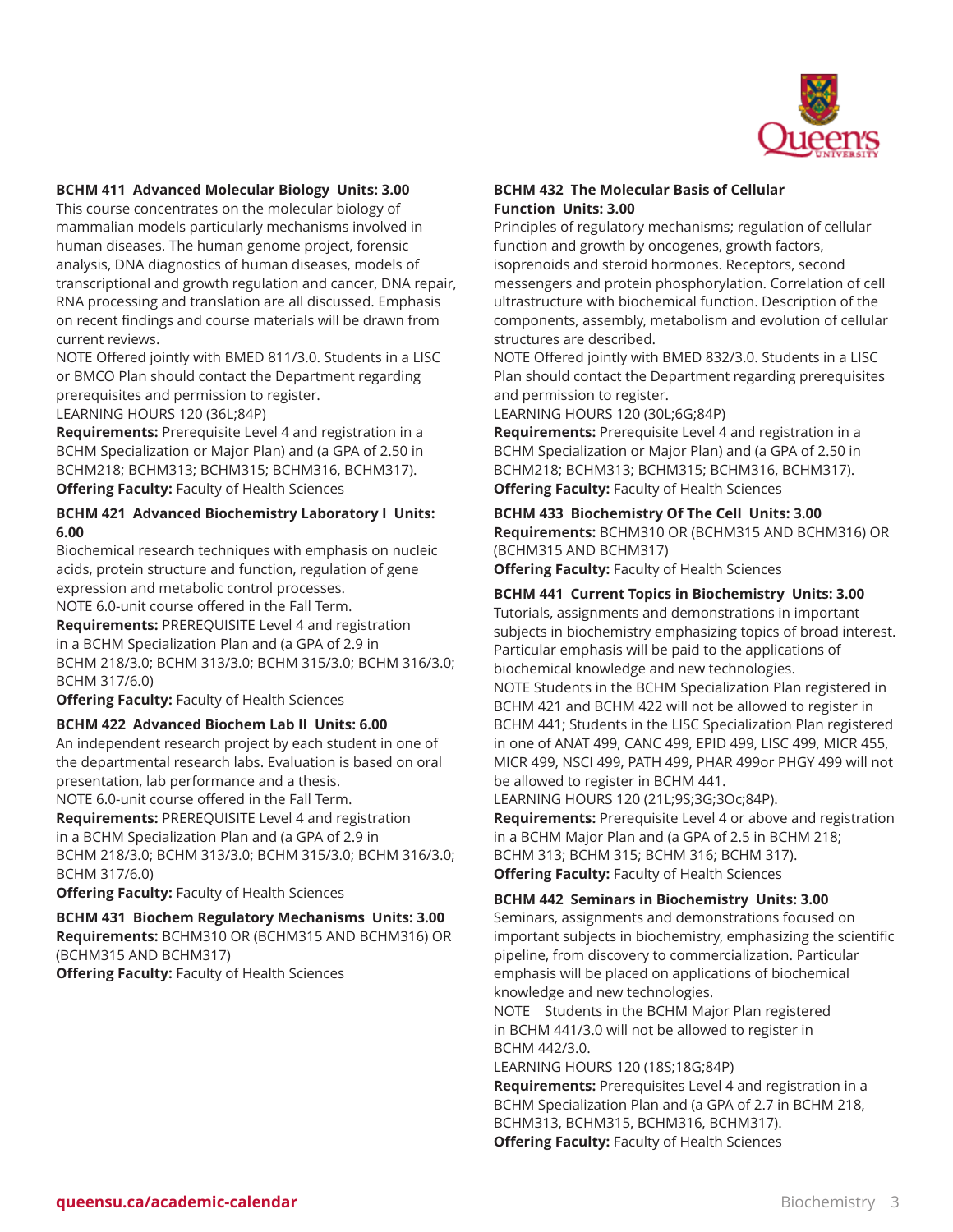**BCHM 411 Advanced Molecular Biology Units: 3.00**
This course concentrates on the molecular biology of mammalian models particularly mechanisms involved in human diseases. The human genome project, forensic analysis, DNA diagnostics of human diseases, models of transcriptional and growth regulation and cancer, DNA repair, RNA processing and translation are all discussed. Emphasis on recent findings and course materials will be drawn from current reviews.
NOTE Offered jointly with BMED 811/3.0. Students in a LISC or BMCO Plan should contact the Department regarding prerequisites and permission to register.
LEARNING HOURS 120 (36L;84P)
**Requirements:** Prerequisite Level 4 and registration in a BCHM Specialization or Major Plan) and (a GPA of 2.50 in BCHM218; BCHM313; BCHM315; BCHM316, BCHM317).
**Offering Faculty:** Faculty of Health Sciences

**BCHM 421 Advanced Biochemistry Laboratory I Units: 6.00**
Biochemical research techniques with emphasis on nucleic acids, protein structure and function, regulation of gene expression and metabolic control processes.
NOTE 6.0-unit course offered in the Fall Term.
**Requirements:** PREREQUISITE Level 4 and registration in a BCHM Specialization Plan and (a GPA of 2.9 in BCHM 218/3.0; BCHM 313/3.0; BCHM 315/3.0; BCHM 316/3.0; BCHM 317/6.0)
**Offering Faculty:** Faculty of Health Sciences

**BCHM 422 Advanced Biochem Lab II Units: 6.00**
An independent research project by each student in one of the departmental research labs. Evaluation is based on oral presentation, lab performance and a thesis.
NOTE 6.0-unit course offered in the Fall Term.
**Requirements:** PREREQUISITE Level 4 and registration in a BCHM Specialization Plan and (a GPA of 2.9 in BCHM 218/3.0; BCHM 313/3.0; BCHM 315/3.0; BCHM 316/3.0; BCHM 317/6.0)
**Offering Faculty:** Faculty of Health Sciences

**BCHM 431 Biochem Regulatory Mechanisms Units: 3.00**
**Requirements:** BCHM310 OR (BCHM315 AND BCHM316) OR (BCHM315 AND BCHM317)
**Offering Faculty:** Faculty of Health Sciences

**BCHM 432 The Molecular Basis of Cellular Function Units: 3.00**
Principles of regulatory mechanisms; regulation of cellular function and growth by oncogenes, growth factors, isoprenoids and steroid hormones. Receptors, second messengers and protein phosphorylation. Correlation of cell ultrastructure with biochemical function. Description of the components, assembly, metabolism and evolution of cellular structures are described.
NOTE Offered jointly with BMED 832/3.0. Students in a LISC Plan should contact the Department regarding prerequisites and permission to register.
LEARNING HOURS 120 (30L;6G;84P)
**Requirements:** Prerequisite Level 4 and registration in a BCHM Specialization or Major Plan) and (a GPA of 2.50 in BCHM218; BCHM313; BCHM315; BCHM316, BCHM317).
**Offering Faculty:** Faculty of Health Sciences

**BCHM 433 Biochemistry Of The Cell Units: 3.00**
**Requirements:** BCHM310 OR (BCHM315 AND BCHM316) OR (BCHM315 AND BCHM317)
**Offering Faculty:** Faculty of Health Sciences

**BCHM 441 Current Topics in Biochemistry Units: 3.00**
Tutorials, assignments and demonstrations in important subjects in biochemistry emphasizing topics of broad interest. Particular emphasis will be paid to the applications of biochemical knowledge and new technologies.
NOTE Students in the BCHM Specialization Plan registered in BCHM 421 and BCHM 422 will not be allowed to register in BCHM 441; Students in the LISC Specialization Plan registered in one of ANAT 499, CANC 499, EPID 499, LISC 499, MICR 455, MICR 499, NSCI 499, PATH 499, PHAR 499or PHGY 499 will not be allowed to register in BCHM 441.
LEARNING HOURS 120 (21L;9S;3G;3Oc;84P).
**Requirements:** Prerequisite Level 4 or above and registration in a BCHM Major Plan and (a GPA of 2.5 in BCHM 218; BCHM 313; BCHM 315; BCHM 316; BCHM 317).
**Offering Faculty:** Faculty of Health Sciences

**BCHM 442 Seminars in Biochemistry Units: 3.00**
Seminars, assignments and demonstrations focused on important subjects in biochemistry, emphasizing the scientific pipeline, from discovery to commercialization. Particular emphasis will be placed on applications of biochemical knowledge and new technologies.
NOTE Students in the BCHM Major Plan registered in BCHM 441/3.0 will not be allowed to register in BCHM 442/3.0.
LEARNING HOURS 120 (18S;18G;84P)
**Requirements:** Prerequisites Level 4 and registration in a BCHM Specialization Plan and (a GPA of 2.7 in BCHM 218, BCHM313, BCHM315, BCHM316, BCHM317).
**Offering Faculty:** Faculty of Health Sciences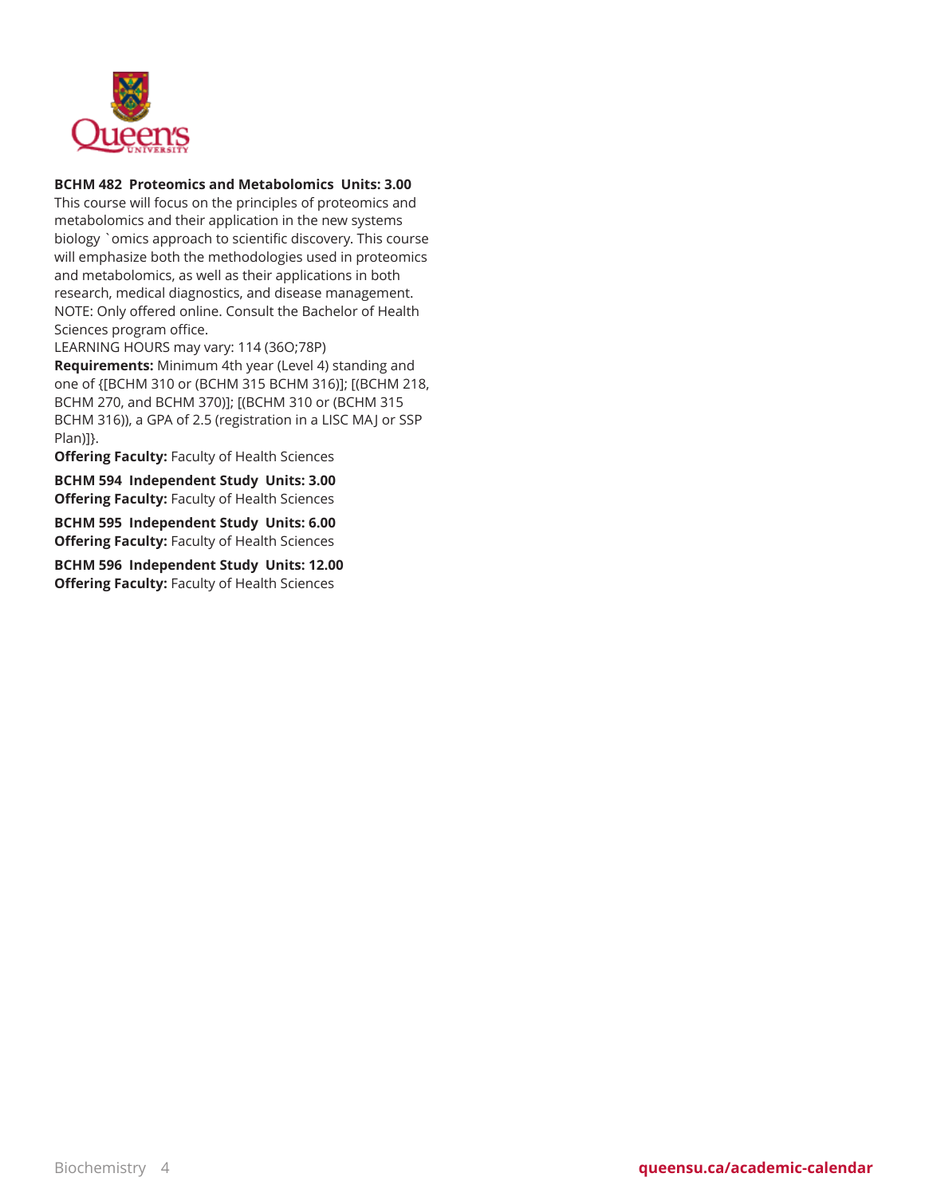**BCHM 482 Proteomics and Metabolomics Units: 3.00**
This course will focus on the principles of proteomics and metabolomics and their application in the new systems biology `omics approach to scientific discovery. This course will emphasize both the methodologies used in proteomics and metabolomics, as well as their applications in both research, medical diagnostics, and disease management. NOTE: Only offered online. Consult the Bachelor of Health Sciences program office.
LEARNING HOURS may vary: 114 (36O;78P)
**Requirements:** Minimum 4th year (Level 4) standing and one of {[BCHM 310 or (BCHM 315 BCHM 316)]; [(BCHM 218, BCHM 270, and BCHM 370)]; [(BCHM 310 or (BCHM 315 BCHM 316)), a GPA of 2.5 (registration in a LISC MAJ or SSP Plan)]}.
**Offering Faculty:** Faculty of Health Sciences

**BCHM 594 Independent Study Units: 3.00**
**Offering Faculty:** Faculty of Health Sciences

**BCHM 595 Independent Study Units: 6.00**
**Offering Faculty:** Faculty of Health Sciences

**BCHM 596 Independent Study Units: 12.00**
**Offering Faculty:** Faculty of Health Sciences